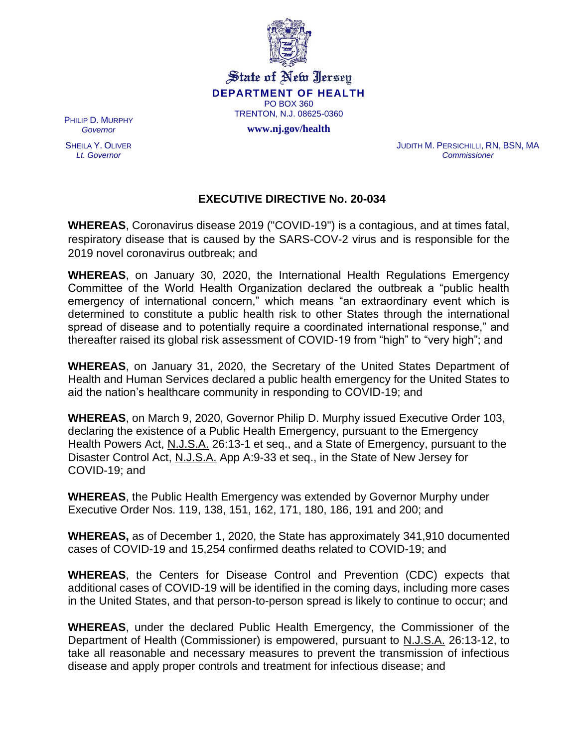State of New Jersey

**DEPARTMENT OF HEALTH**

PO BOX 360

TRENTON, N.J. 08625-0360

**www.nj.gov/health**

PHILIP D. MURPHY
*Governor*

SHEILA Y. OLIVER
*Lt. Governor*

JUDITH M. PERSICHILLI, RN, BSN, MA
*Commissioner*

# EXECUTIVE DIRECTIVE No. 20-034

**WHEREAS**, Coronavirus disease 2019 ("COVID-19") is a contagious, and at times fatal, respiratory disease that is caused by the SARS-COV-2 virus and is responsible for the 2019 novel coronavirus outbreak; and

**WHEREAS**, on January 30, 2020, the International Health Regulations Emergency Committee of the World Health Organization declared the outbreak a "public health emergency of international concern," which means "an extraordinary event which is determined to constitute a public health risk to other States through the international spread of disease and to potentially require a coordinated international response," and thereafter raised its global risk assessment of COVID-19 from "high" to "very high"; and

**WHEREAS**, on January 31, 2020, the Secretary of the United States Department of Health and Human Services declared a public health emergency for the United States to aid the nation's healthcare community in responding to COVID-19; and

**WHEREAS**, on March 9, 2020, Governor Philip D. Murphy issued Executive Order 103, declaring the existence of a Public Health Emergency, pursuant to the Emergency Health Powers Act, N.J.S.A. 26:13-1 et seq., and a State of Emergency, pursuant to the Disaster Control Act, N.J.S.A. App A:9-33 et seq., in the State of New Jersey for COVID-19; and

**WHEREAS**, the Public Health Emergency was extended by Governor Murphy under Executive Order Nos. 119, 138, 151, 162, 171, 180, 186, 191 and 200; and

**WHEREAS,** as of December 1, 2020, the State has approximately 341,910 documented cases of COVID-19 and 15,254 confirmed deaths related to COVID-19; and

**WHEREAS**, the Centers for Disease Control and Prevention (CDC) expects that additional cases of COVID-19 will be identified in the coming days, including more cases in the United States, and that person-to-person spread is likely to continue to occur; and

**WHEREAS**, under the declared Public Health Emergency, the Commissioner of the Department of Health (Commissioner) is empowered, pursuant to N.J.S.A. 26:13-12, to take all reasonable and necessary measures to prevent the transmission of infectious disease and apply proper controls and treatment for infectious disease; and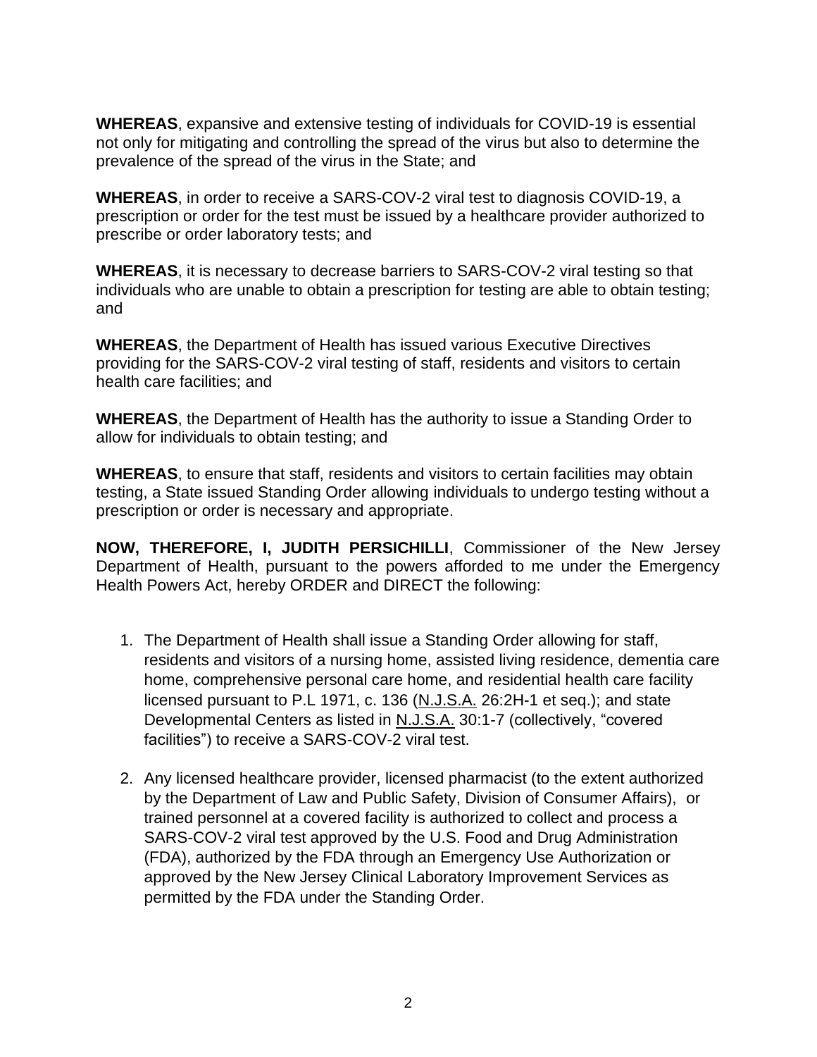**WHEREAS**, expansive and extensive testing of individuals for COVID-19 is essential not only for mitigating and controlling the spread of the virus but also to determine the prevalence of the spread of the virus in the State; and

**WHEREAS**, in order to receive a SARS-COV-2 viral test to diagnosis COVID-19, a prescription or order for the test must be issued by a healthcare provider authorized to prescribe or order laboratory tests; and

**WHEREAS**, it is necessary to decrease barriers to SARS-COV-2 viral testing so that individuals who are unable to obtain a prescription for testing are able to obtain testing; and

**WHEREAS**, the Department of Health has issued various Executive Directives providing for the SARS-COV-2 viral testing of staff, residents and visitors to certain health care facilities; and

**WHEREAS**, the Department of Health has the authority to issue a Standing Order to allow for individuals to obtain testing; and

**WHEREAS**, to ensure that staff, residents and visitors to certain facilities may obtain testing, a State issued Standing Order allowing individuals to undergo testing without a prescription or order is necessary and appropriate.

**NOW, THEREFORE, I, JUDITH PERSICHILLI**, Commissioner of the New Jersey Department of Health, pursuant to the powers afforded to me under the Emergency Health Powers Act, hereby ORDER and DIRECT the following:

1. The Department of Health shall issue a Standing Order allowing for staff, residents and visitors of a nursing home, assisted living residence, dementia care home, comprehensive personal care home, and residential health care facility licensed pursuant to P.L 1971, c. 136 (N.J.S.A. 26:2H-1 et seq.); and state Developmental Centers as listed in N.J.S.A. 30:1-7 (collectively, "covered facilities") to receive a SARS-COV-2 viral test.

2. Any licensed healthcare provider, licensed pharmacist (to the extent authorized by the Department of Law and Public Safety, Division of Consumer Affairs), or trained personnel at a covered facility is authorized to collect and process a SARS-COV-2 viral test approved by the U.S. Food and Drug Administration (FDA), authorized by the FDA through an Emergency Use Authorization or approved by the New Jersey Clinical Laboratory Improvement Services as permitted by the FDA under the Standing Order.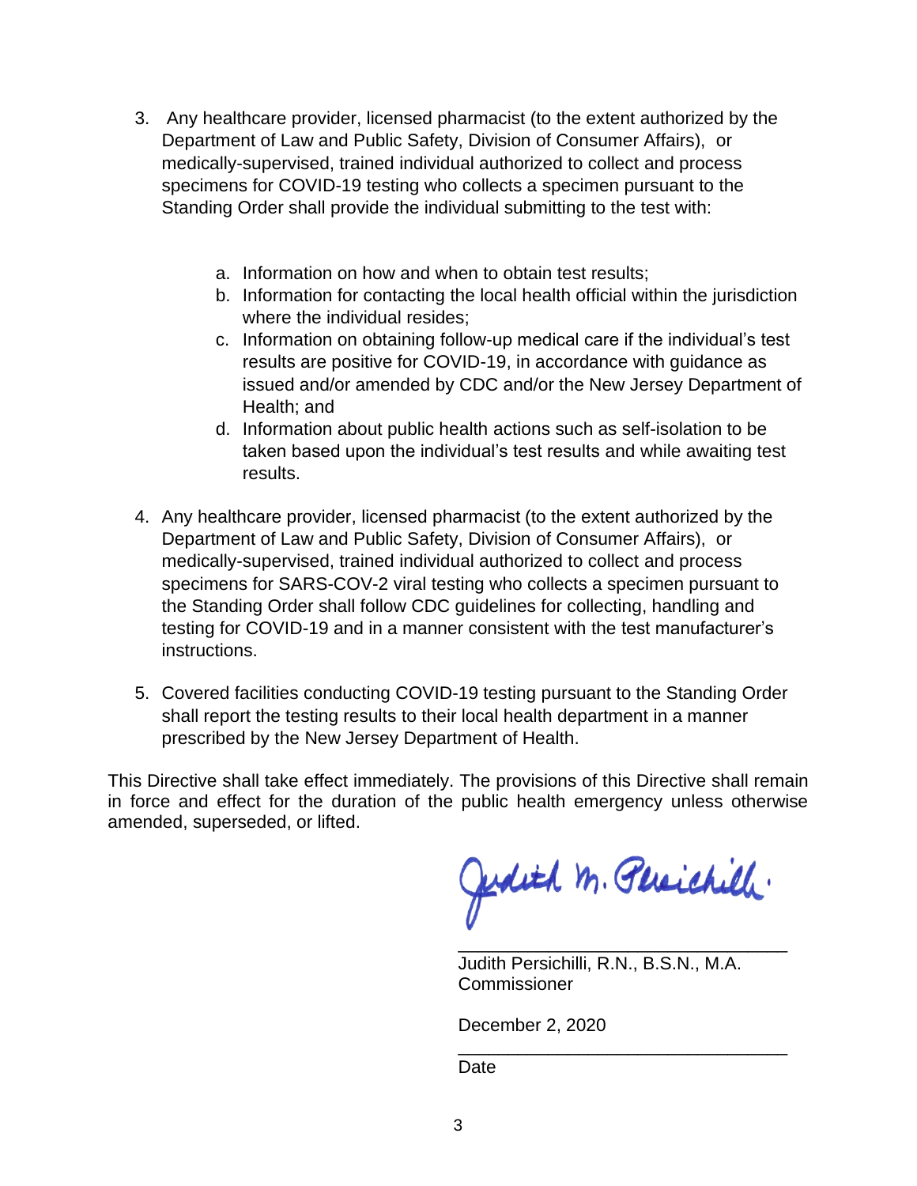3. Any healthcare provider, licensed pharmacist (to the extent authorized by the Department of Law and Public Safety, Division of Consumer Affairs), or medically-supervised, trained individual authorized to collect and process specimens for COVID-19 testing who collects a specimen pursuant to the Standing Order shall provide the individual submitting to the test with:

    a. Information on how and when to obtain test results;
    b. Information for contacting the local health official within the jurisdiction where the individual resides;
    c. Information on obtaining follow-up medical care if the individual's test results are positive for COVID-19, in accordance with guidance as issued and/or amended by CDC and/or the New Jersey Department of Health; and
    d. Information about public health actions such as self-isolation to be taken based upon the individual's test results and while awaiting test results.

4. Any healthcare provider, licensed pharmacist (to the extent authorized by the Department of Law and Public Safety, Division of Consumer Affairs), or medically-supervised, trained individual authorized to collect and process specimens for SARS-COV-2 viral testing who collects a specimen pursuant to the Standing Order shall follow CDC guidelines for collecting, handling and testing for COVID-19 and in a manner consistent with the test manufacturer's instructions.

5. Covered facilities conducting COVID-19 testing pursuant to the Standing Order shall report the testing results to their local health department in a manner prescribed by the New Jersey Department of Health.

This Directive shall take effect immediately. The provisions of this Directive shall remain in force and effect for the duration of the public health emergency unless otherwise amended, superseded, or lifted.

Judith M. Persichilli

Judith Persichilli, R.N., B.S.N., M.A.
Commissioner

December 2, 2020

Date